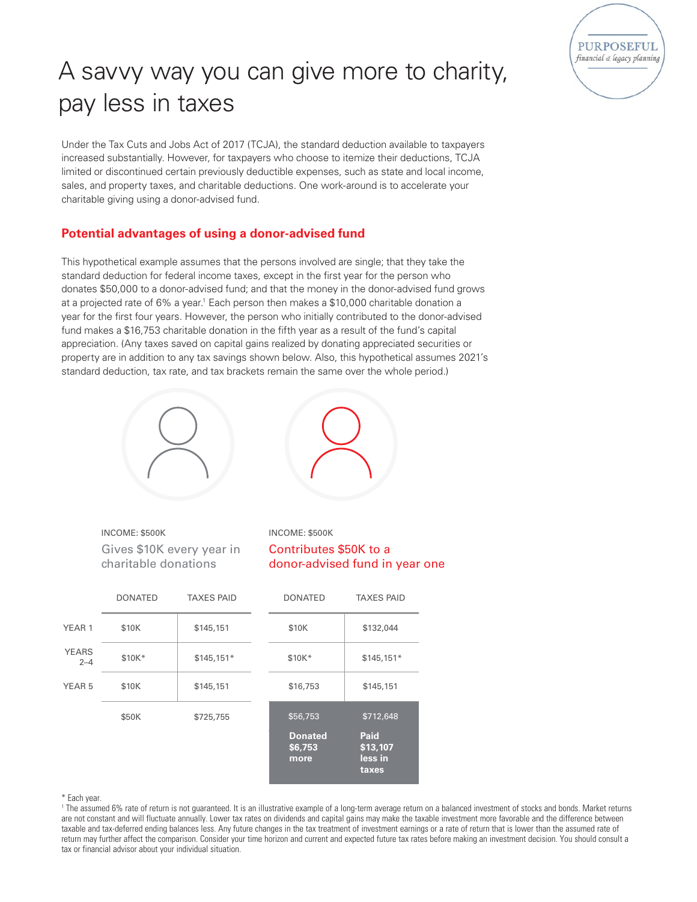# A savvy way you can give more to charity, pay less in taxes

Under the Tax Cuts and Jobs Act of 2017 (TCJA), the standard deduction available to taxpayers increased substantially. However, for taxpayers who choose to itemize their deductions, TCJA limited or discontinued certain previously deductible expenses, such as state and local income, sales, and property taxes, and charitable deductions. One work-around is to accelerate your charitable giving using a donor-advised fund.

## Potential advantages of using a donor-advised fund

This hypothetical example assumes that the persons involved are single; that they take the standard deduction for federal income taxes, except in the first year for the person who donates $50,000 to a donor-advised fund; and that the money in the donor-advised fund grows at a projected rate of 6% a year.[1] Each person then makes a $10,000 charitable donation a year for the first four years. However, the person who initially contributed to the donor-advised fund makes a $16,753 charitable donation in the fifth year as a result of the fund's capital appreciation. (Any taxes saved on capital gains realized by donating appreciated securities or property are in addition to any tax savings shown below. Also, this hypothetical assumes 2021's standard deduction, tax rate, and tax brackets remain the same over the whole period.)

| | INCOME: $500K<br>Gives $10K every year in charitable donations | | INCOME: $500K<br>Contributes $50K to a donor-advised fund in year one | |
|---|---|---|---|---|
| | DONATED | TAXES PAID | DONATED | TAXES PAID |
| YEAR 1 | $10K | $145,151 | $10K | $132,044 |
| YEARS 2–4 | $10K* | $145,151* | $10K* | $145,151* |
| YEAR 5 | $10K | $145,151 | $16,753 | $145,151 |
| | $50K | $725,755 | $56,753<br>**Donated $6,753 more** | $712,648<br>**Paid $13,107 less in taxes** |

\* Each year.

[1] The assumed 6% rate of return is not guaranteed. It is an illustrative example of a long-term average return on a balanced investment of stocks and bonds. Market returns are not constant and will fluctuate annually. Lower tax rates on dividends and capital gains may make the taxable investment more favorable and the difference between taxable and tax-deferred ending balances less. Any future changes in the tax treatment of investment earnings or a rate of return that is lower than the assumed rate of return may further affect the comparison. Consider your time horizon and current and expected future tax rates before making an investment decision. You should consult a tax or financial advisor about your individual situation.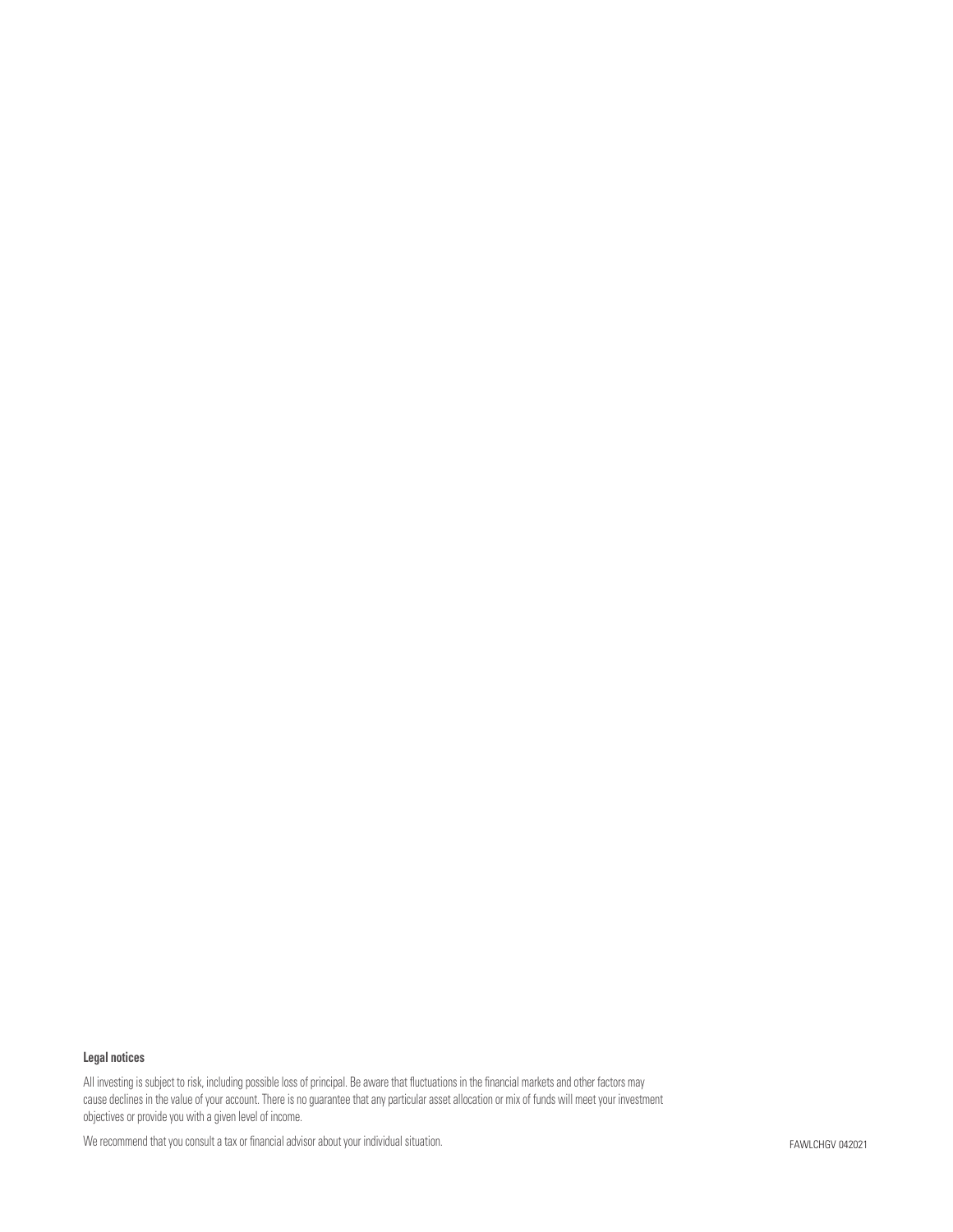**Legal notices**

All investing is subject to risk, including possible loss of principal. Be aware that fluctuations in the financial markets and other factors may cause declines in the value of your account. There is no guarantee that any particular asset allocation or mix of funds will meet your investment objectives or provide you with a given level of income.

We recommend that you consult a tax or financial advisor about your individual situation.

FAWLCHGV 042021